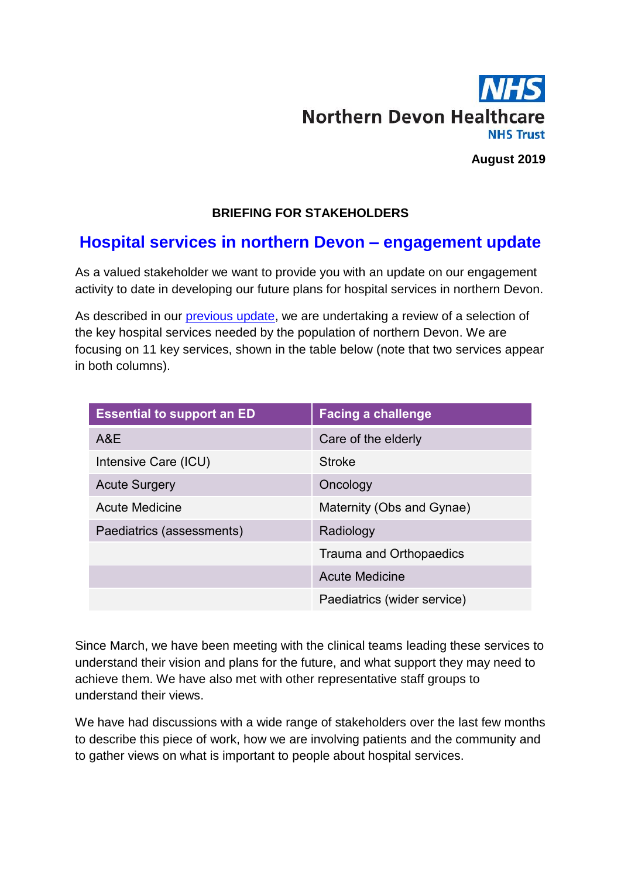Northern Devon Healthcare NHS Trust

**August 2019**

**BRIEFING FOR STAKEHOLDERS**

# Hospital services in northern Devon – engagement update

As a valued stakeholder we want to provide you with an update on our engagement activity to date in developing our future plans for hospital services in northern Devon.

As described in our previous update, we are undertaking a review of a selection of the key hospital services needed by the population of northern Devon. We are focusing on 11 key services, shown in the table below (note that two services appear in both columns).

| Essential to support an ED | Facing a challenge |
| --- | --- |
| A&E | Care of the elderly |
| Intensive Care (ICU) | Stroke |
| Acute Surgery | Oncology |
| Acute Medicine | Maternity (Obs and Gynae) |
| Paediatrics (assessments) | Radiology |
| | Trauma and Orthopaedics |
| | Acute Medicine |
| | Paediatrics (wider service) |

Since March, we have been meeting with the clinical teams leading these services to understand their vision and plans for the future, and what support they may need to achieve them. We have also met with other representative staff groups to understand their views.

We have had discussions with a wide range of stakeholders over the last few months to describe this piece of work, how we are involving patients and the community and to gather views on what is important to people about hospital services.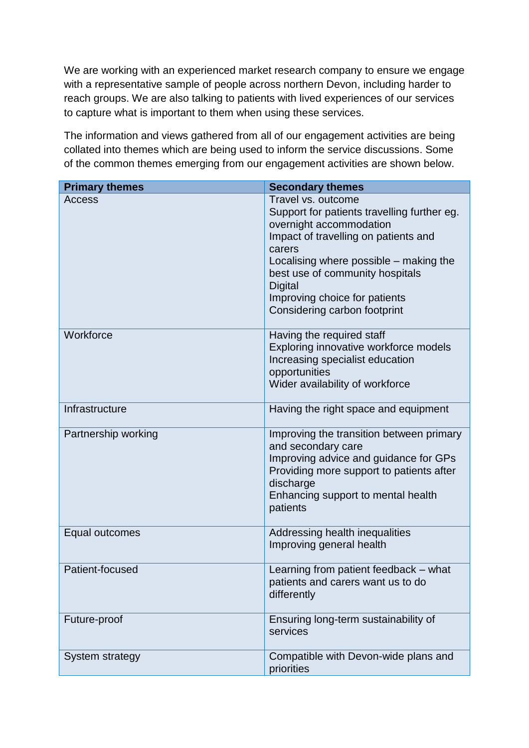We are working with an experienced market research company to ensure we engage with a representative sample of people across northern Devon, including harder to reach groups. We are also talking to patients with lived experiences of our services to capture what is important to them when using these services.

The information and views gathered from all of our engagement activities are being collated into themes which are being used to inform the service discussions. Some of the common themes emerging from our engagement activities are shown below.

| Primary themes | Secondary themes |
| --- | --- |
| Access | Travel vs. outcome<br>Support for patients travelling further eg. overnight accommodation<br>Impact of travelling on patients and carers<br>Localising where possible – making the best use of community hospitals<br>Digital<br>Improving choice for patients<br>Considering carbon footprint |
| Workforce | Having the required staff<br>Exploring innovative workforce models<br>Increasing specialist education opportunities<br>Wider availability of workforce |
| Infrastructure | Having the right space and equipment |
| Partnership working | Improving the transition between primary and secondary care<br>Improving advice and guidance for GPs<br>Providing more support to patients after discharge<br>Enhancing support to mental health patients |
| Equal outcomes | Addressing health inequalities<br>Improving general health |
| Patient-focused | Learning from patient feedback – what patients and carers want us to do differently |
| Future-proof | Ensuring long-term sustainability of services |
| System strategy | Compatible with Devon-wide plans and priorities |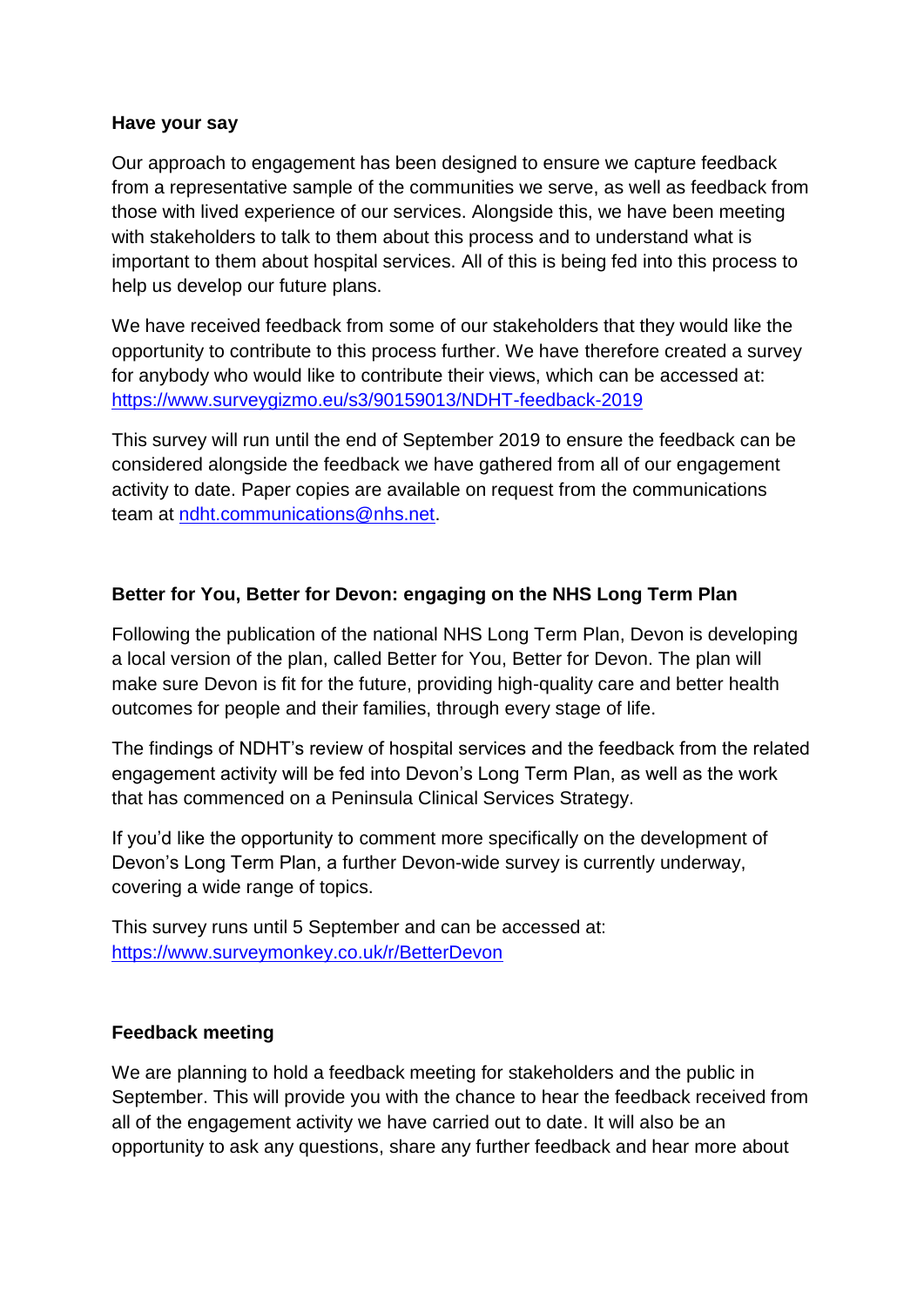**Have your say**

Our approach to engagement has been designed to ensure we capture feedback from a representative sample of the communities we serve, as well as feedback from those with lived experience of our services. Alongside this, we have been meeting with stakeholders to talk to them about this process and to understand what is important to them about hospital services. All of this is being fed into this process to help us develop our future plans.

We have received feedback from some of our stakeholders that they would like the opportunity to contribute to this process further. We have therefore created a survey for anybody who would like to contribute their views, which can be accessed at: https://www.surveygizmo.eu/s3/90159013/NDHT-feedback-2019

This survey will run until the end of September 2019 to ensure the feedback can be considered alongside the feedback we have gathered from all of our engagement activity to date. Paper copies are available on request from the communications team at ndht.communications@nhs.net.

**Better for You, Better for Devon: engaging on the NHS Long Term Plan**

Following the publication of the national NHS Long Term Plan, Devon is developing a local version of the plan, called Better for You, Better for Devon. The plan will make sure Devon is fit for the future, providing high-quality care and better health outcomes for people and their families, through every stage of life.

The findings of NDHT's review of hospital services and the feedback from the related engagement activity will be fed into Devon's Long Term Plan, as well as the work that has commenced on a Peninsula Clinical Services Strategy.

If you'd like the opportunity to comment more specifically on the development of Devon's Long Term Plan, a further Devon-wide survey is currently underway, covering a wide range of topics.

This survey runs until 5 September and can be accessed at: https://www.surveymonkey.co.uk/r/BetterDevon

**Feedback meeting**

We are planning to hold a feedback meeting for stakeholders and the public in September. This will provide you with the chance to hear the feedback received from all of the engagement activity we have carried out to date. It will also be an opportunity to ask any questions, share any further feedback and hear more about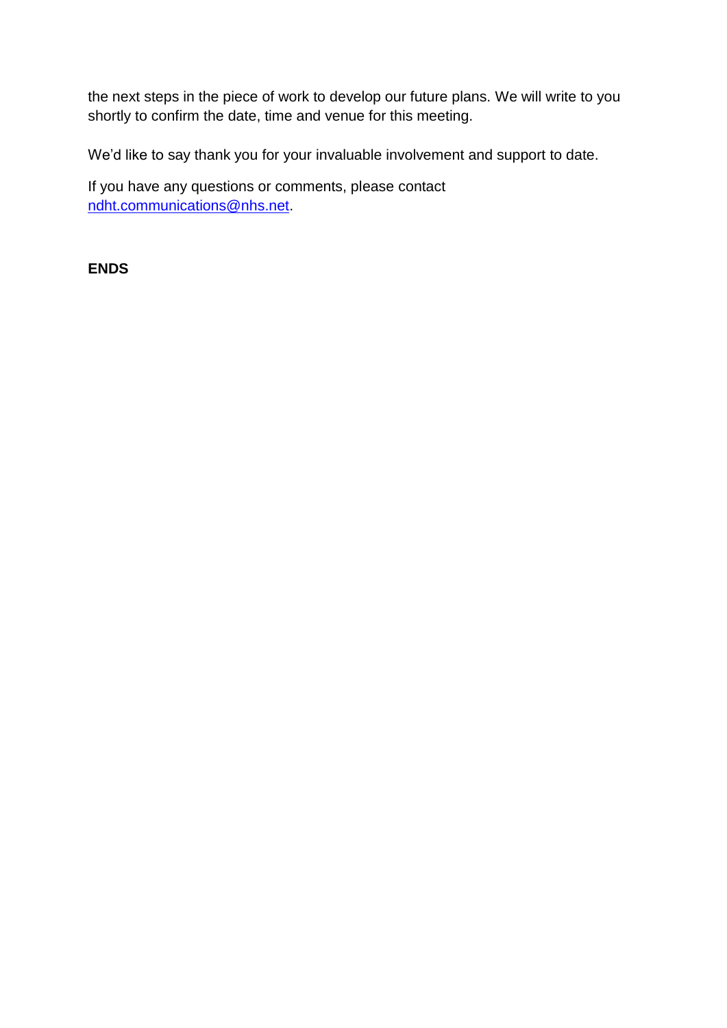the next steps in the piece of work to develop our future plans. We will write to you shortly to confirm the date, time and venue for this meeting.

We'd like to say thank you for your invaluable involvement and support to date.

If you have any questions or comments, please contact [ndht.communications@nhs.net](mailto:ndht.communications@nhs.net).

**ENDS**